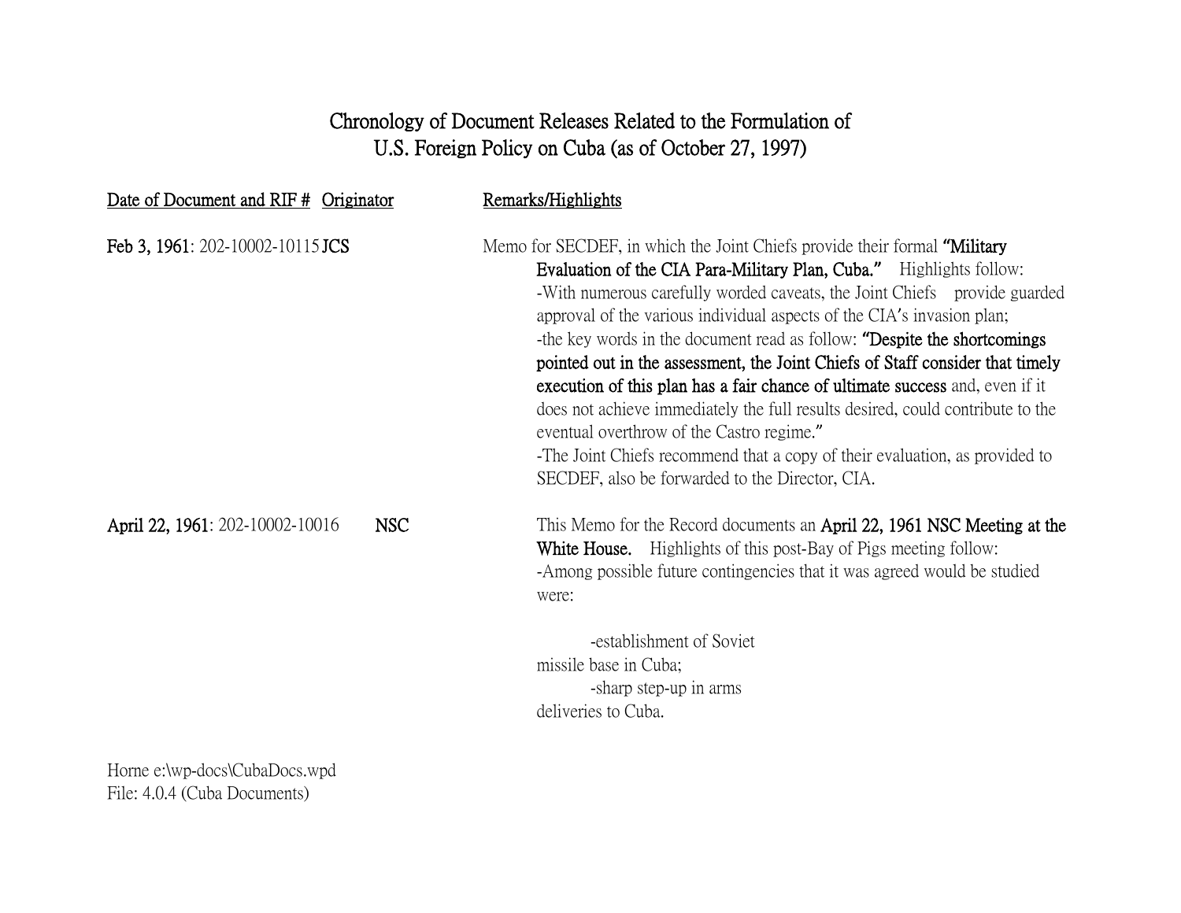# Chronology of Document Releases Related to the Formulation of U.S. Foreign Policy on Cuba (as of October 27, 1997)

| Date of Document and RIF # | Originator | Remarks/Highlights |
| --- | --- | --- |
| **Feb 3, 1961**: 202-10002-10115 | **JCS** | Memo for SECDEF, in which the Joint Chiefs provide their formal **"Military Evaluation of the CIA Para-Military Plan, Cuba."** Highlights follow:<br>-With numerous carefully worded caveats, the Joint Chiefs provide guarded approval of the various individual aspects of the CIA's invasion plan;<br>-the key words in the document read as follow: **"Despite the shortcomings pointed out in the assessment, the Joint Chiefs of Staff consider that timely execution of this plan has a fair chance of ultimate success** and, even if it does not achieve immediately the full results desired, could contribute to the eventual overthrow of the Castro regime."<br>-The Joint Chiefs recommend that a copy of their evaluation, as provided to SECDEF, also be forwarded to the Director, CIA. |
| **April 22, 1961**: 202-10002-10016 | **NSC** | This Memo for the Record documents an **April 22, 1961 NSC Meeting at the White House.** Highlights of this post-Bay of Pigs meeting follow:<br>-Among possible future contingencies that it was agreed would be studied were:<br>-establishment of Soviet missile base in Cuba;<br>-sharp step-up in arms deliveries to Cuba. |

Horne e:\wp-docs\CubaDocs.wpd
File: 4.0.4 (Cuba Documents)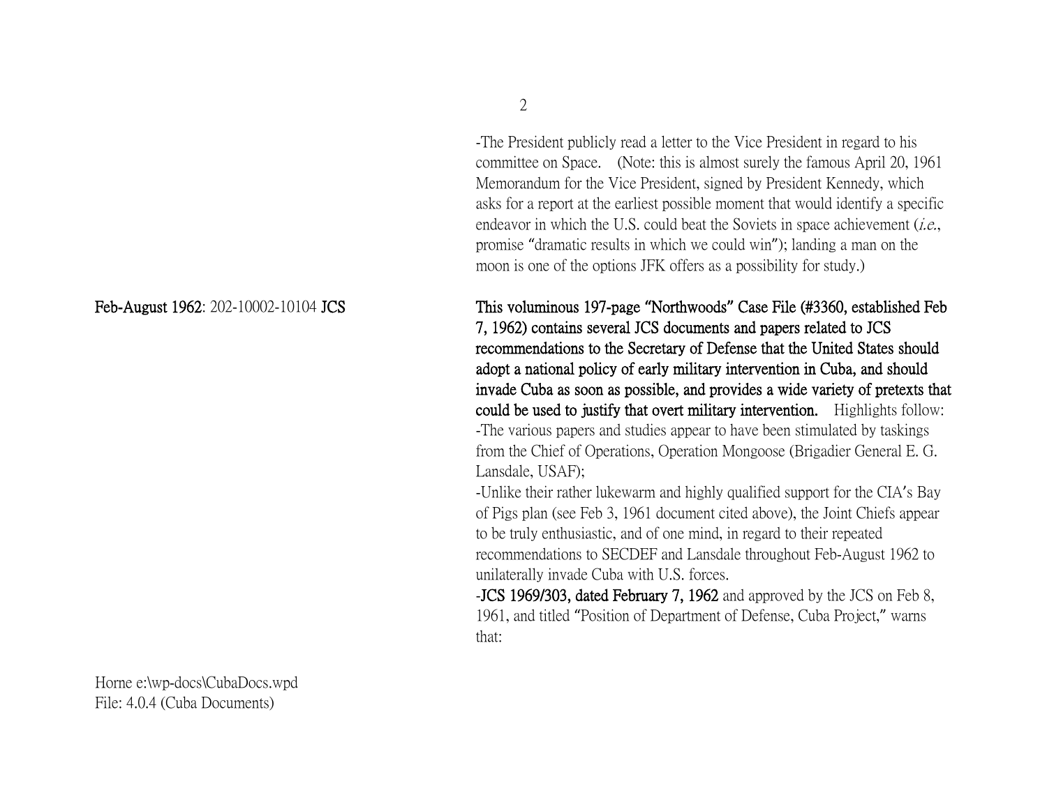-The President publicly read a letter to the Vice President in regard to his committee on Space. (Note: this is almost surely the famous April 20, 1961 Memorandum for the Vice President, signed by President Kennedy, which asks for a report at the earliest possible moment that would identify a specific endeavor in which the U.S. could beat the Soviets in space achievement (*i.e.*, promise "dramatic results in which we could win"); landing a man on the moon is one of the options JFK offers as a possibility for study.)

**Feb-August 1962**: 202-10002-10104 **JCS**

**This voluminous 197-page "Northwoods" Case File (#3360, established Feb 7, 1962) contains several JCS documents and papers related to JCS recommendations to the Secretary of Defense that the United States should adopt a national policy of early military intervention in Cuba, and should invade Cuba as soon as possible, and provides a wide variety of pretexts that could be used to justify that overt military intervention.** Highlights follow:

-The various papers and studies appear to have been stimulated by taskings from the Chief of Operations, Operation Mongoose (Brigadier General E. G. Lansdale, USAF);

-Unlike their rather lukewarm and highly qualified support for the CIA's Bay of Pigs plan (see Feb 3, 1961 document cited above), the Joint Chiefs appear to be truly enthusiastic, and of one mind, in regard to their repeated recommendations to SECDEF and Lansdale throughout Feb-August 1962 to unilaterally invade Cuba with U.S. forces.

-**JCS 1969/303, dated February 7, 1962** and approved by the JCS on Feb 8, 1961, and titled "Position of Department of Defense, Cuba Project," warns that:

Horne e:\wp-docs\CubaDocs.wpd
File: 4.0.4 (Cuba Documents)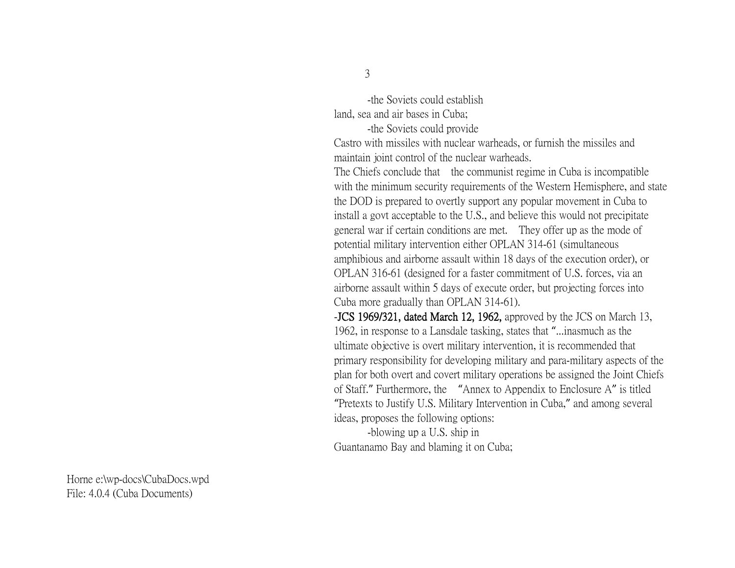-the Soviets could establish land, sea and air bases in Cuba;

-the Soviets could provide Castro with missiles with nuclear warheads, or furnish the missiles and maintain joint control of the nuclear warheads.

The Chiefs conclude that the communist regime in Cuba is incompatible with the minimum security requirements of the Western Hemisphere, and state the DOD is prepared to overtly support any popular movement in Cuba to install a govt acceptable to the U.S., and believe this would not precipitate general war if certain conditions are met. They offer up as the mode of potential military intervention either OPLAN 314-61 (simultaneous amphibious and airborne assault within 18 days of the execution order), or OPLAN 316-61 (designed for a faster commitment of U.S. forces, via an airborne assault within 5 days of execute order, but projecting forces into Cuba more gradually than OPLAN 314-61).

-**JCS 1969/321, dated March 12, 1962,** approved by the JCS on March 13, 1962, in response to a Lansdale tasking, states that "...inasmuch as the ultimate objective is overt military intervention, it is recommended that primary responsibility for developing military and para-military aspects of the plan for both overt and covert military operations be assigned the Joint Chiefs of Staff." Furthermore, the "Annex to Appendix to Enclosure A" is titled "Pretexts to Justify U.S. Military Intervention in Cuba," and among several ideas, proposes the following options:

-blowing up a U.S. ship in Guantanamo Bay and blaming it on Cuba;

Horne e:\wp-docs\CubaDocs.wpd
File: 4.0.4 (Cuba Documents)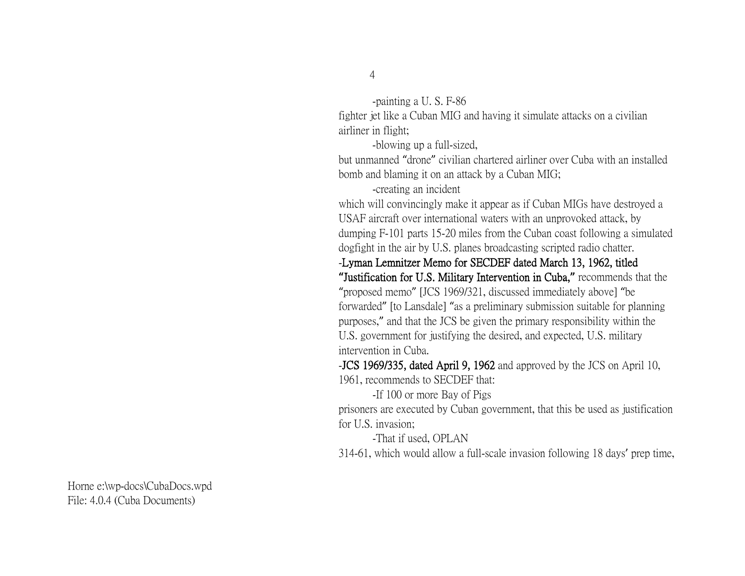-painting a U. S. F-86 fighter jet like a Cuban MIG and having it simulate attacks on a civilian airliner in flight;

-blowing up a full-sized, but unmanned "drone" civilian chartered airliner over Cuba with an installed bomb and blaming it on an attack by a Cuban MIG;

-creating an incident which will convincingly make it appear as if Cuban MIGs have destroyed a USAF aircraft over international waters with an unprovoked attack, by dumping F-101 parts 15-20 miles from the Cuban coast following a simulated dogfight in the air by U.S. planes broadcasting scripted radio chatter.

-**Lyman Lemnitzer Memo for SECDEF dated March 13, 1962, titled "Justification for U.S. Military Intervention in Cuba,"** recommends that the "proposed memo" [JCS 1969/321, discussed immediately above] "be forwarded" [to Lansdale] "as a preliminary submission suitable for planning purposes," and that the JCS be given the primary responsibility within the U.S. government for justifying the desired, and expected, U.S. military intervention in Cuba.

-**JCS 1969/335, dated April 9, 1962** and approved by the JCS on April 10, 1961, recommends to SECDEF that:

-If 100 or more Bay of Pigs prisoners are executed by Cuban government, that this be used as justification for U.S. invasion;

-That if used, OPLAN 314-61, which would allow a full-scale invasion following 18 days' prep time,

Horne e:\wp-docs\CubaDocs.wpd
File: 4.0.4 (Cuba Documents)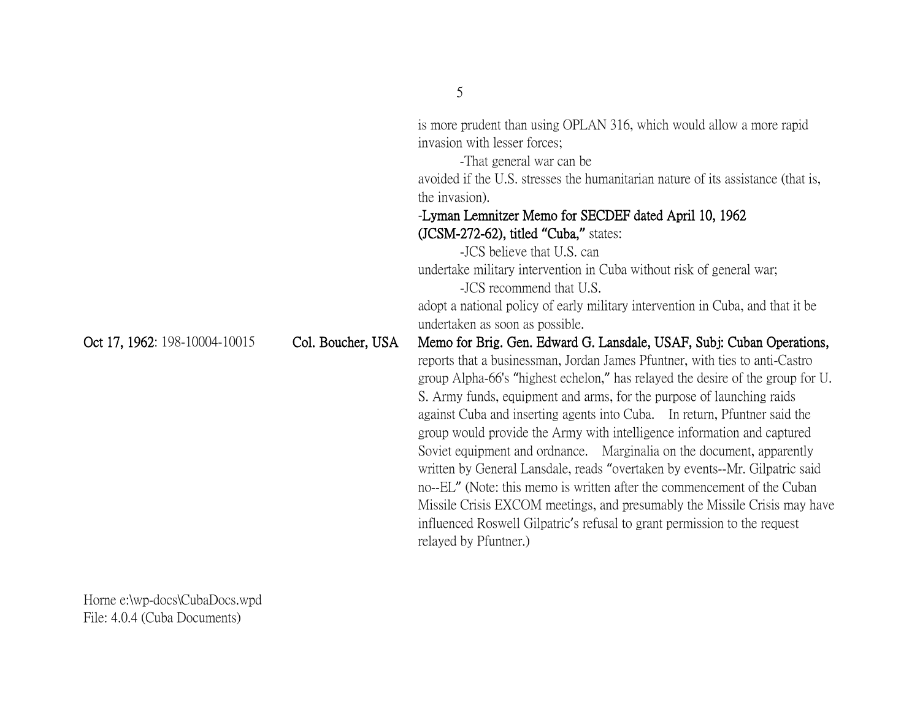is more prudent than using OPLAN 316, which would allow a more rapid invasion with lesser forces;

-That general war can be avoided if the U.S. stresses the humanitarian nature of its assistance (that is, the invasion).

**-Lyman Lemnitzer Memo for SECDEF dated April 10, 1962 (JCSM-272-62), titled "Cuba,"** states:

-JCS believe that U.S. can undertake military intervention in Cuba without risk of general war;

-JCS recommend that U.S. adopt a national policy of early military intervention in Cuba, and that it be undertaken as soon as possible.

**Oct 17, 1962**: 198-10004-10015 **Col. Boucher, USA** **Memo for Brig. Gen. Edward G. Lansdale, USAF, Subj: Cuban Operations,** reports that a businessman, Jordan James Pfuntner, with ties to anti-Castro group Alpha-66's "highest echelon," has relayed the desire of the group for U. S. Army funds, equipment and arms, for the purpose of launching raids against Cuba and inserting agents into Cuba. In return, Pfuntner said the group would provide the Army with intelligence information and captured Soviet equipment and ordnance. Marginalia on the document, apparently written by General Lansdale, reads "overtaken by events--Mr. Gilpatric said no--EL" (Note: this memo is written after the commencement of the Cuban Missile Crisis EXCOM meetings, and presumably the Missile Crisis may have influenced Roswell Gilpatric's refusal to grant permission to the request relayed by Pfuntner.)

Horne e:\wp-docs\CubaDocs.wpd
File: 4.0.4 (Cuba Documents)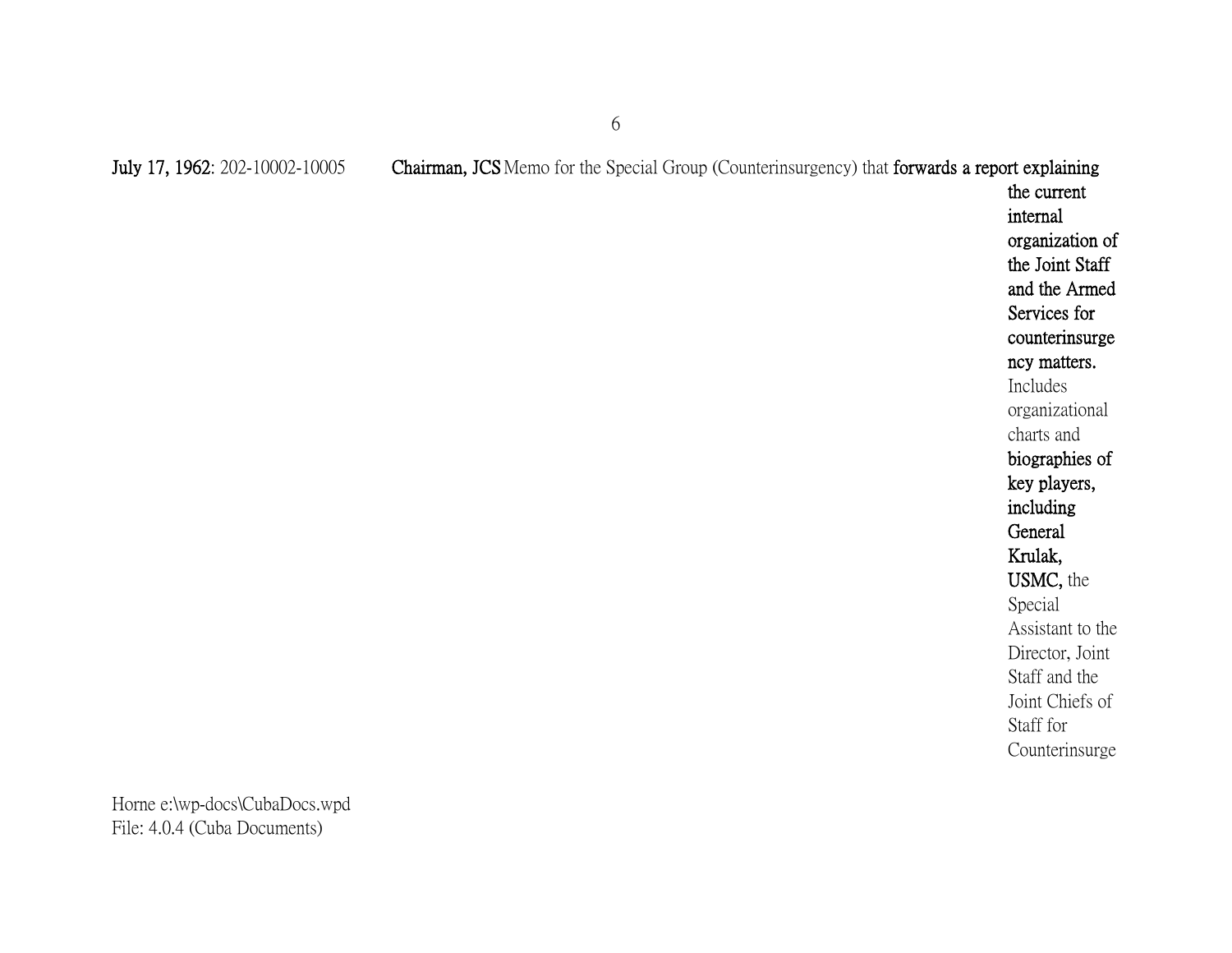**July 17, 1962**: 202-10002-10005 **Chairman, JCS** Memo for the Special Group (Counterinsurgency) that **forwards a report explaining the current internal organization of the Joint Staff and the Armed Services for counterinsurgency matters.** Includes organizational charts and **biographies of key players, including General Krulak, USMC,** the Special Assistant to the Director, Joint Staff and the Joint Chiefs of Staff for Counterinsurge

Horne e:\wp-docs\CubaDocs.wpd
File: 4.0.4 (Cuba Documents)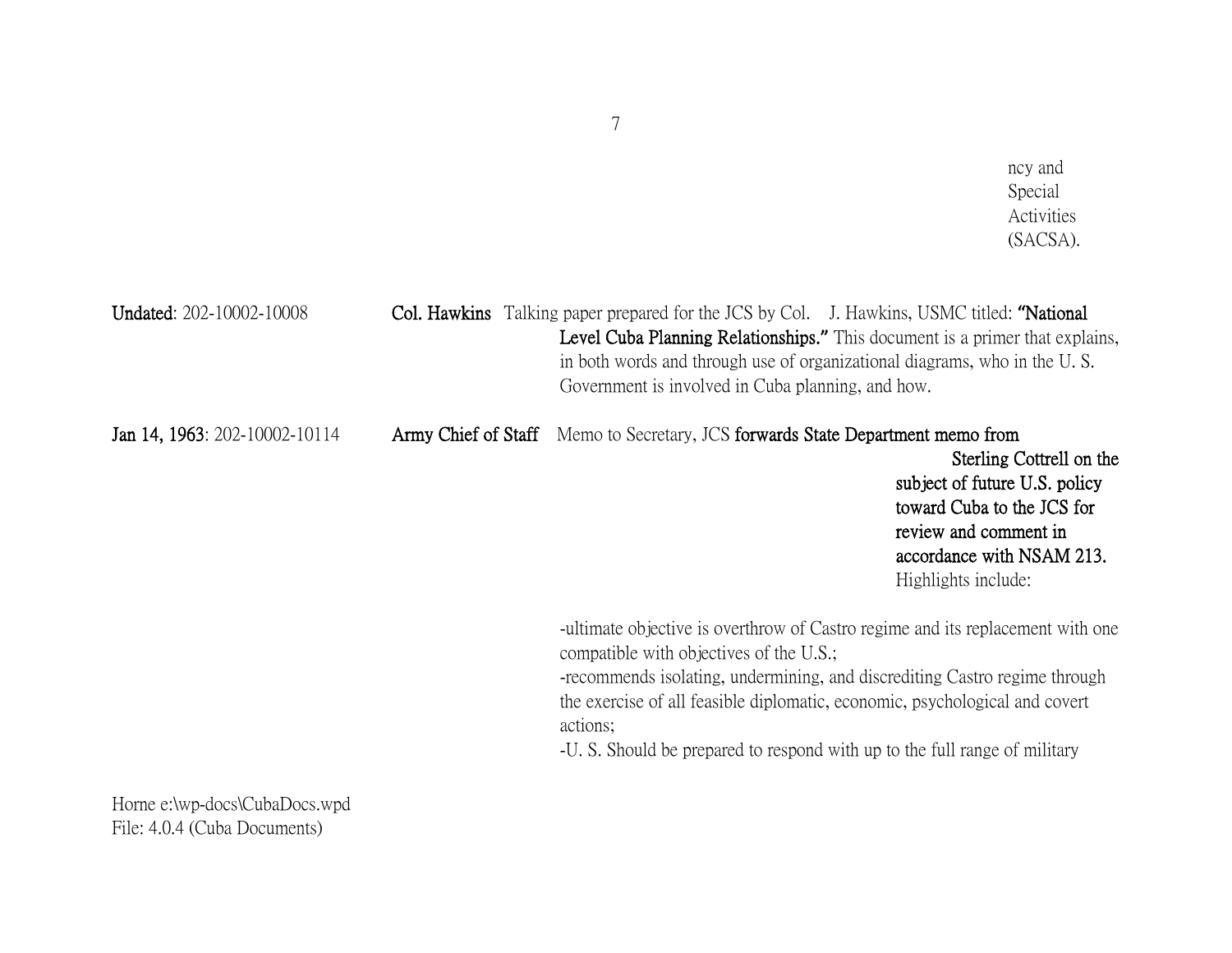ncy and Special Activities (SACSA).

**Undated**: 202-10002-10008 — **Col. Hawkins** — Talking paper prepared for the JCS by Col. J. Hawkins, USMC titled: **"National Level Cuba Planning Relationships."** This document is a primer that explains, in both words and through use of organizational diagrams, who in the U. S. Government is involved in Cuba planning, and how.

**Jan 14, 1963**: 202-10002-10114 — **Army Chief of Staff** — Memo to Secretary, JCS **forwards State Department memo from Sterling Cottrell on the subject of future U.S. policy toward Cuba to the JCS for review and comment in accordance with NSAM 213.** Highlights include:

-ultimate objective is overthrow of Castro regime and its replacement with one compatible with objectives of the U.S.;
-recommends isolating, undermining, and discrediting Castro regime through the exercise of all feasible diplomatic, economic, psychological and covert actions;
-U. S. Should be prepared to respond with up to the full range of military

Horne e:\wp-docs\CubaDocs.wpd
File: 4.0.4 (Cuba Documents)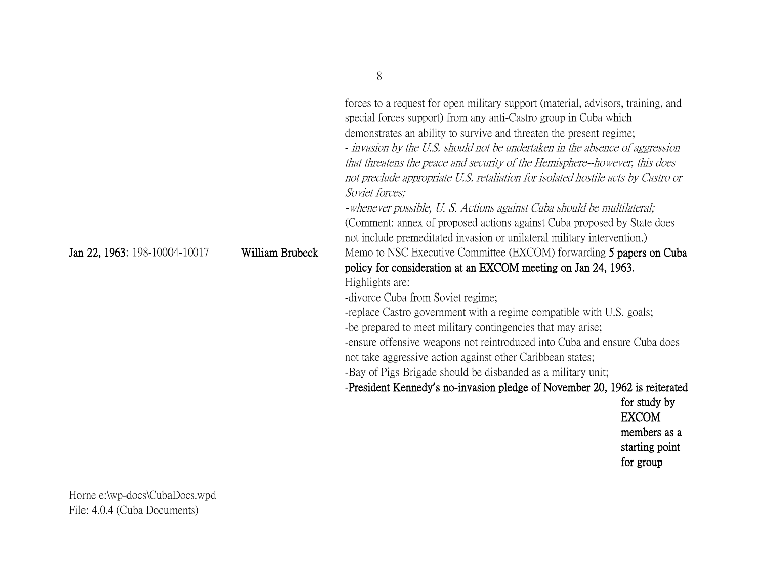forces to a request for open military support (material, advisors, training, and special forces support) from any anti-Castro group in Cuba which demonstrates an ability to survive and threaten the present regime;

- *invasion by the U.S. should not be undertaken in the absence of aggression that threatens the peace and security of the Hemisphere--however, this does not preclude appropriate U.S. retaliation for isolated hostile acts by Castro or Soviet forces;*

-*whenever possible, U. S. Actions against Cuba should be multilateral;*

(Comment: annex of proposed actions against Cuba proposed by State does not include premeditated invasion or unilateral military intervention.)

**Jan 22, 1963**: 198-10004-10017 **William Brubeck** Memo to NSC Executive Committee (EXCOM) forwarding **5 papers on Cuba policy for consideration at an EXCOM meeting on Jan 24, 1963**.

Highlights are:

-divorce Cuba from Soviet regime;

-replace Castro government with a regime compatible with U.S. goals;

-be prepared to meet military contingencies that may arise;

-ensure offensive weapons not reintroduced into Cuba and ensure Cuba does not take aggressive action against other Caribbean states;

-Bay of Pigs Brigade should be disbanded as a military unit;

-**President Kennedy's no-invasion pledge of November 20, 1962 is reiterated for study by EXCOM members as a starting point for group**

Horne e:\wp-docs\CubaDocs.wpd
File: 4.0.4 (Cuba Documents)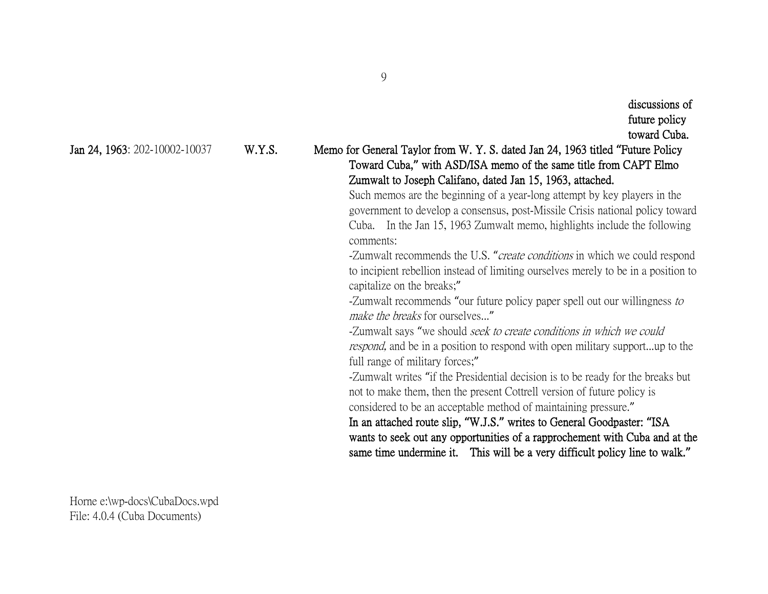**discussions of future policy toward Cuba.**

**Jan 24, 1963**: 202-10002-10037 **W.Y.S.** **Memo for General Taylor from W. Y. S. dated Jan 24, 1963 titled "Future Policy Toward Cuba," with ASD/ISA memo of the same title from CAPT Elmo Zumwalt to Joseph Califano, dated Jan 15, 1963, attached.**

Such memos are the beginning of a year-long attempt by key players in the government to develop a consensus, post-Missile Crisis national policy toward Cuba. In the Jan 15, 1963 Zumwalt memo, highlights include the following comments:

-Zumwalt recommends the U.S. "*create conditions* in which we could respond to incipient rebellion instead of limiting ourselves merely to be in a position to capitalize on the breaks;"

-Zumwalt recommends "our future policy paper spell out our willingness *to make the breaks* for ourselves..."

-Zumwalt says "we should *seek to create conditions in which we could respond*, and be in a position to respond with open military support...up to the full range of military forces;"

-Zumwalt writes "if the Presidential decision is to be ready for the breaks but not to make them, then the present Cottrell version of future policy is considered to be an acceptable method of maintaining pressure."

**In an attached route slip, "W.J.S." writes to General Goodpaster: "ISA wants to seek out any opportunities of a rapprochement with Cuba and at the same time undermine it. This will be a very difficult policy line to walk."**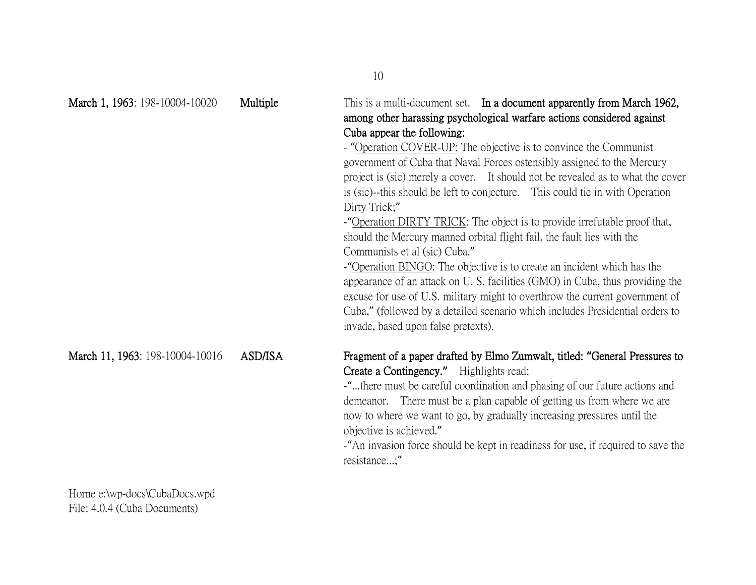| | | |
|---|---|---|
| **March 1, 1963**: 198-10004-10020 | **Multiple** | This is a multi-document set. **In a document apparently from March 1962, among other harassing psychological warfare actions considered against Cuba appear the following:**<br>- "Operation COVER-UP: The objective is to convince the Communist government of Cuba that Naval Forces ostensibly assigned to the Mercury project is (sic) merely a cover. It should not be revealed as to what the cover is (sic)--this should be left to conjecture. This could tie in with Operation Dirty Trick;"<br>-"Operation DIRTY TRICK: The object is to provide irrefutable proof that, should the Mercury manned orbital flight fail, the fault lies with the Communists et al (sic) Cuba."<br>-"Operation BINGO: The objective is to create an incident which has the appearance of an attack on U. S. facilities (GMO) in Cuba, thus providing the excuse for use of U.S. military might to overthrow the current government of Cuba," (followed by a detailed scenario which includes Presidential orders to invade, based upon false pretexts). |
| **March 11, 1963**: 198-10004-10016 | **ASD/ISA** | **Fragment of a paper drafted by Elmo Zumwalt, titled: "General Pressures to Create a Contingency."** Highlights read:<br>-"...there must be careful coordination and phasing of our future actions and demeanor. There must be a plan capable of getting us from where we are now to where we want to go, by gradually increasing pressures until the objective is achieved."<br>-"An invasion force should be kept in readiness for use, if required to save the resistance...;" |

Horne e:\wp-docs\CubaDocs.wpd
File: 4.0.4 (Cuba Documents)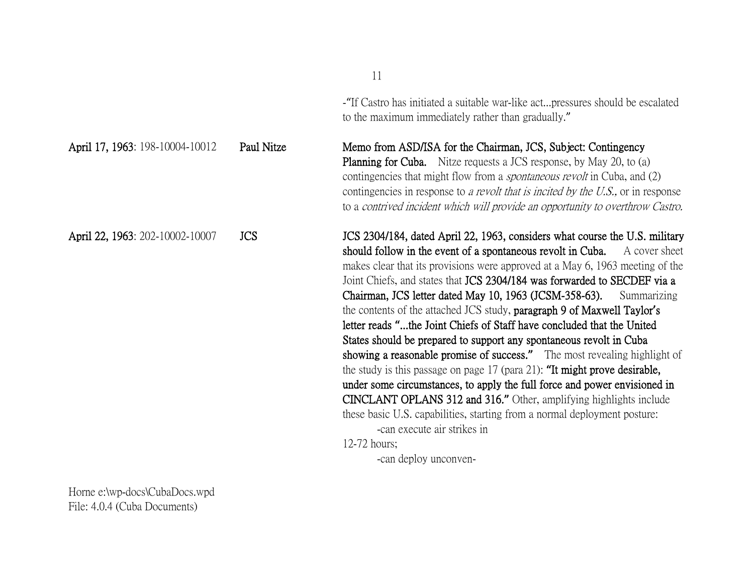-"If Castro has initiated a suitable war-like act...pressures should be escalated to the maximum immediately rather than gradually."

| | | |
|---|---|---|
| **April 17, 1963**: 198-10004-10012 | **Paul Nitze** | **Memo from ASD/ISA for the Chairman, JCS, Subject: Contingency Planning for Cuba.** Nitze requests a JCS response, by May 20, to (a) contingencies that might flow from a *spontaneous revolt* in Cuba, and (2) contingencies in response to *a revolt that is incited by the U.S.,* or in response to a *contrived incident which will provide an opportunity to overthrow Castro.* |
| **April 22, 1963**: 202-10002-10007 | **JCS** | **JCS 2304/184, dated April 22, 1963, considers what course the U.S. military should follow in the event of a spontaneous revolt in Cuba.** A cover sheet makes clear that its provisions were approved at a May 6, 1963 meeting of the Joint Chiefs, and states that **JCS 2304/184 was forwarded to SECDEF via a Chairman, JCS letter dated May 10, 1963 (JCSM-358-63).** Summarizing the contents of the attached JCS study, **paragraph 9 of Maxwell Taylor's letter reads "...the Joint Chiefs of Staff have concluded that the United States should be prepared to support any spontaneous revolt in Cuba showing a reasonable promise of success."** The most revealing highlight of the study is this passage on page 17 (para 21): **"It might prove desirable, under some circumstances, to apply the full force and power envisioned in CINCLANT OPLANS 312 and 316."** Other, amplifying highlights include these basic U.S. capabilities, starting from a normal deployment posture: -can execute air strikes in 12-72 hours; -can deploy unconven- |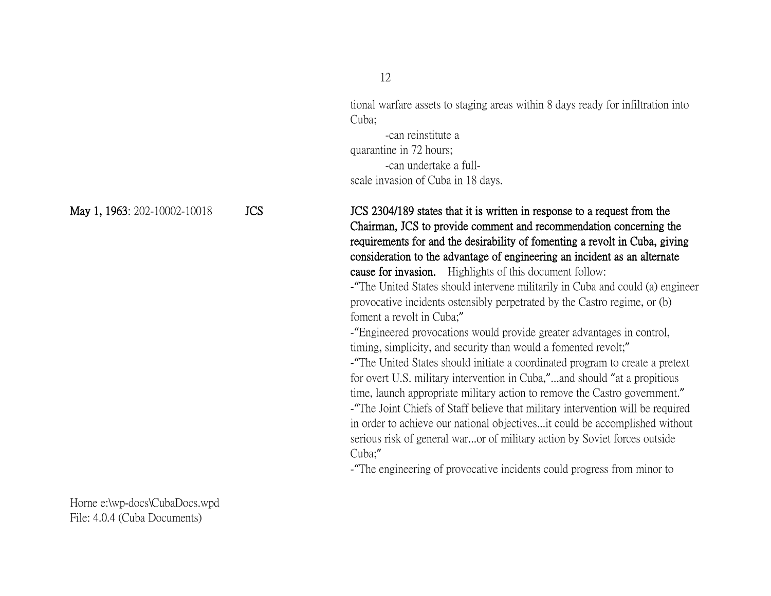tional warfare assets to staging areas within 8 days ready for infiltration into Cuba;

-can reinstitute a quarantine in 72 hours;

-can undertake a full-scale invasion of Cuba in 18 days.

**May 1, 1963**: 202-10002-10018 **JCS** **JCS 2304/189 states that it is written in response to a request from the Chairman, JCS to provide comment and recommendation concerning the requirements for and the desirability of fomenting a revolt in Cuba, giving consideration to the advantage of engineering an incident as an alternate cause for invasion.** Highlights of this document follow:

-"The United States should intervene militarily in Cuba and could (a) engineer provocative incidents ostensibly perpetrated by the Castro regime, or (b) foment a revolt in Cuba;"

-"Engineered provocations would provide greater advantages in control, timing, simplicity, and security than would a fomented revolt;"

-"The United States should initiate a coordinated program to create a pretext for overt U.S. military intervention in Cuba,"...and should "at a propitious time, launch appropriate military action to remove the Castro government."

-"The Joint Chiefs of Staff believe that military intervention will be required in order to achieve our national objectives...it could be accomplished without serious risk of general war...or of military action by Soviet forces outside Cuba;"

-"The engineering of provocative incidents could progress from minor to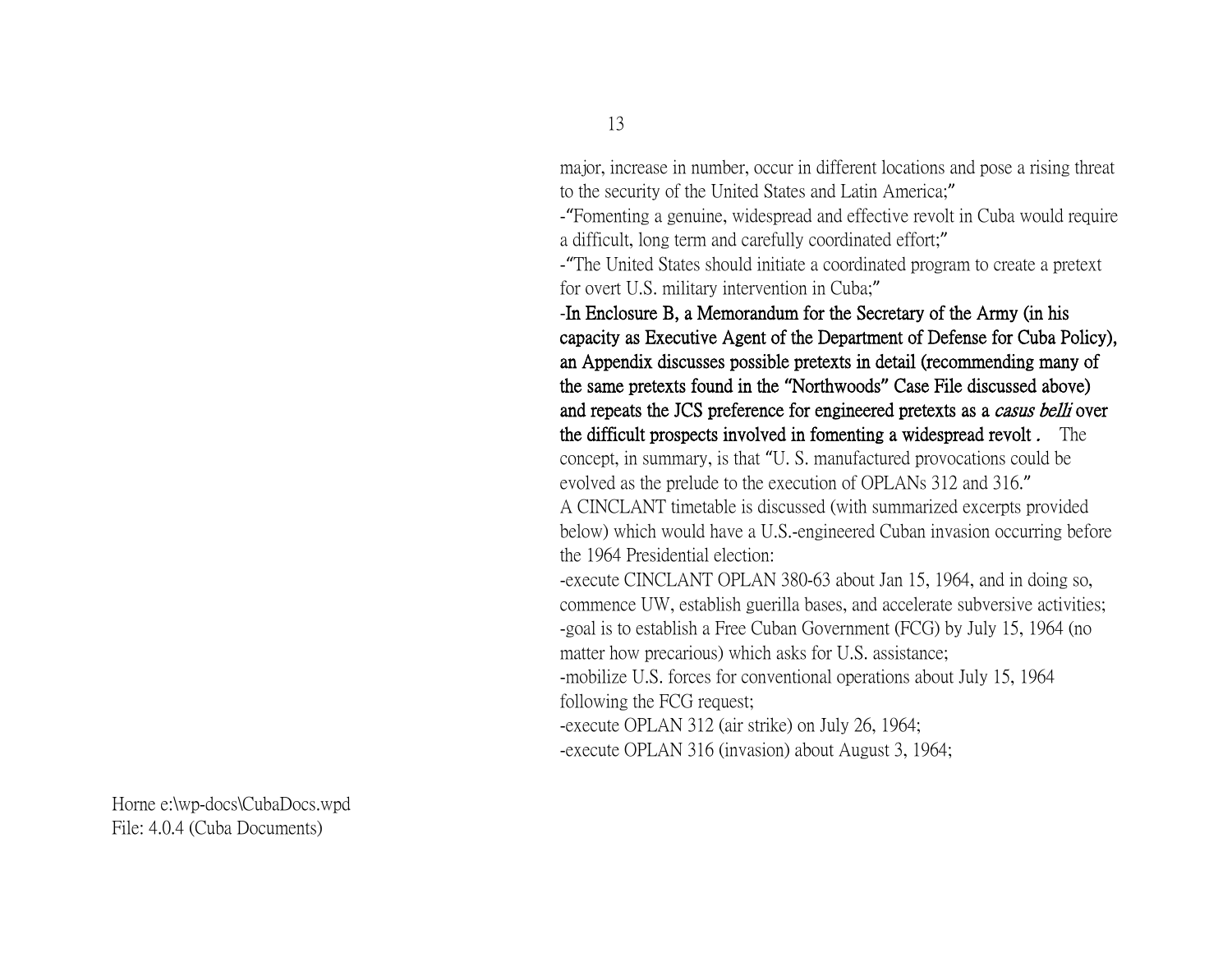major, increase in number, occur in different locations and pose a rising threat to the security of the United States and Latin America;"

-"Fomenting a genuine, widespread and effective revolt in Cuba would require a difficult, long term and carefully coordinated effort;"

-"The United States should initiate a coordinated program to create a pretext for overt U.S. military intervention in Cuba;"

**-In Enclosure B, a Memorandum for the Secretary of the Army (in his capacity as Executive Agent of the Department of Defense for Cuba Policy), an Appendix discusses possible pretexts in detail (recommending many of the same pretexts found in the "Northwoods" Case File discussed above) and repeats the JCS preference for engineered pretexts as a *casus belli* over the difficult prospects involved in fomenting a widespread revolt .** The concept, in summary, is that "U. S. manufactured provocations could be evolved as the prelude to the execution of OPLANs 312 and 316."

A CINCLANT timetable is discussed (with summarized excerpts provided below) which would have a U.S.-engineered Cuban invasion occurring before the 1964 Presidential election:

-execute CINCLANT OPLAN 380-63 about Jan 15, 1964, and in doing so, commence UW, establish guerilla bases, and accelerate subversive activities;

-goal is to establish a Free Cuban Government (FCG) by July 15, 1964 (no matter how precarious) which asks for U.S. assistance;

-mobilize U.S. forces for conventional operations about July 15, 1964 following the FCG request;

-execute OPLAN 312 (air strike) on July 26, 1964;

-execute OPLAN 316 (invasion) about August 3, 1964;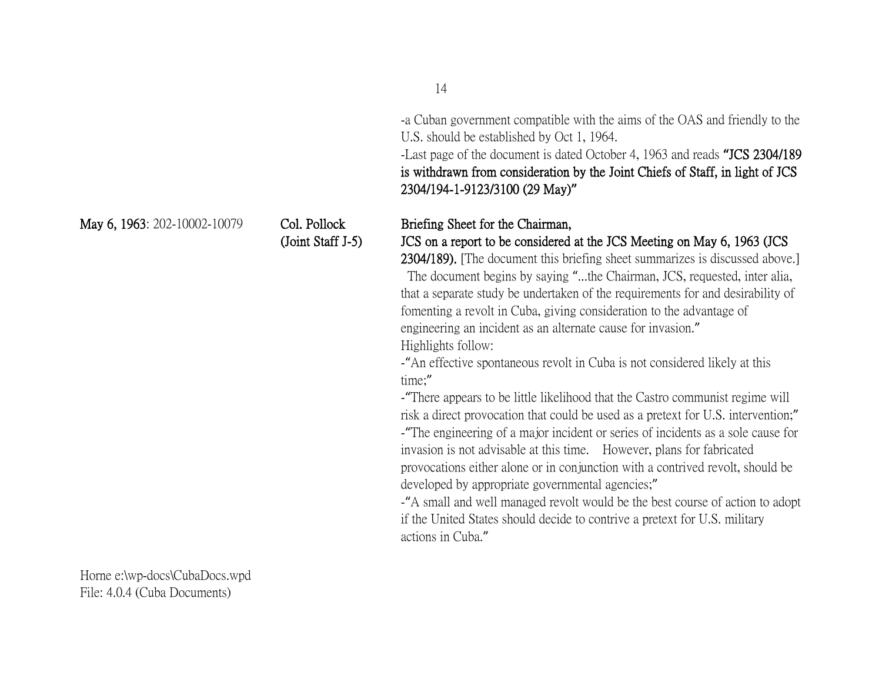-a Cuban government compatible with the aims of the OAS and friendly to the U.S. should be established by Oct 1, 1964.
-Last page of the document is dated October 4, 1963 and reads **"JCS 2304/189 is withdrawn from consideration by the Joint Chiefs of Staff, in light of JCS 2304/194-1-9123/3100 (29 May)"**

| | | |
|---|---|---|
| **May 6, 1963**: 202-10002-10079 | **Col. Pollock (Joint Staff J-5)** | **Briefing Sheet for the Chairman, JCS on a report to be considered at the JCS Meeting on May 6, 1963 (JCS 2304/189).** [The document this briefing sheet summarizes is discussed above.] The document begins by saying "...the Chairman, JCS, requested, inter alia, that a separate study be undertaken of the requirements for and desirability of fomenting a revolt in Cuba, giving consideration to the advantage of engineering an incident as an alternate cause for invasion." Highlights follow: -"An effective spontaneous revolt in Cuba is not considered likely at this time;" -"There appears to be little likelihood that the Castro communist regime will risk a direct provocation that could be used as a pretext for U.S. intervention;" -"The engineering of a major incident or series of incidents as a sole cause for invasion is not advisable at this time. However, plans for fabricated provocations either alone or in conjunction with a contrived revolt, should be developed by appropriate governmental agencies;" -"A small and well managed revolt would be the best course of action to adopt if the United States should decide to contrive a pretext for U.S. military actions in Cuba." |

Horne e:\wp-docs\CubaDocs.wpd
File: 4.0.4 (Cuba Documents)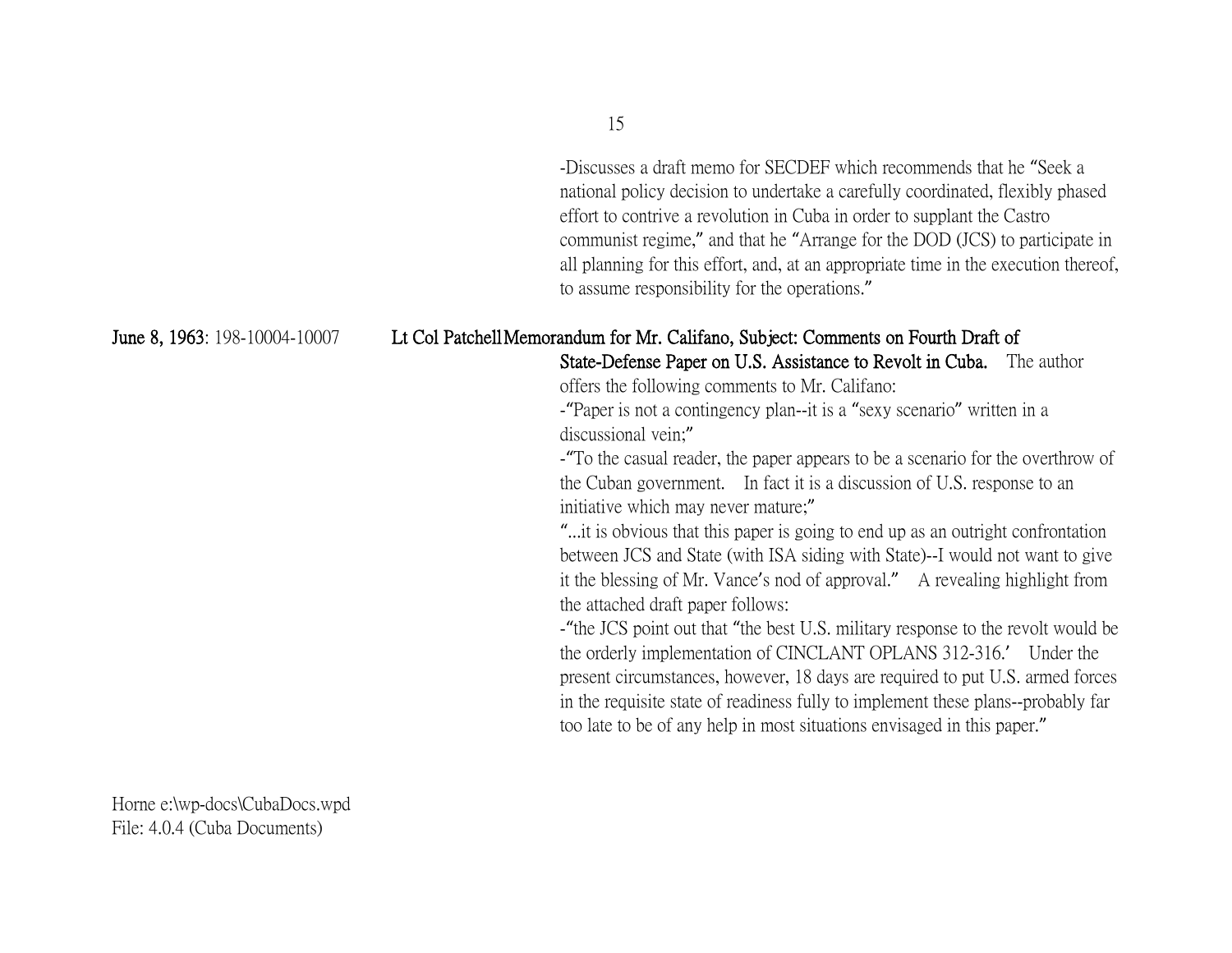-Discusses a draft memo for SECDEF which recommends that he "Seek a national policy decision to undertake a carefully coordinated, flexibly phased effort to contrive a revolution in Cuba in order to supplant the Castro communist regime," and that he "Arrange for the DOD (JCS) to participate in all planning for this effort, and, at an appropriate time in the execution thereof, to assume responsibility for the operations."

**June 8, 1963**: 198-10004-10007 **Lt Col Patchell** **Memorandum for Mr. Califano, Subject: Comments on Fourth Draft of State-Defense Paper on U.S. Assistance to Revolt in Cuba.** The author offers the following comments to Mr. Califano:

-"Paper is not a contingency plan--it is a "sexy scenario" written in a discussional vein;"

-"To the casual reader, the paper appears to be a scenario for the overthrow of the Cuban government. In fact it is a discussion of U.S. response to an initiative which may never mature;"

"...it is obvious that this paper is going to end up as an outright confrontation between JCS and State (with ISA siding with State)--I would not want to give it the blessing of Mr. Vance's nod of approval." A revealing highlight from the attached draft paper follows:

-"the JCS point out that "the best U.S. military response to the revolt would be the orderly implementation of CINCLANT OPLANS 312-316.' Under the present circumstances, however, 18 days are required to put U.S. armed forces in the requisite state of readiness fully to implement these plans--probably far too late to be of any help in most situations envisaged in this paper."

Horne e:\wp-docs\CubaDocs.wpd
File: 4.0.4 (Cuba Documents)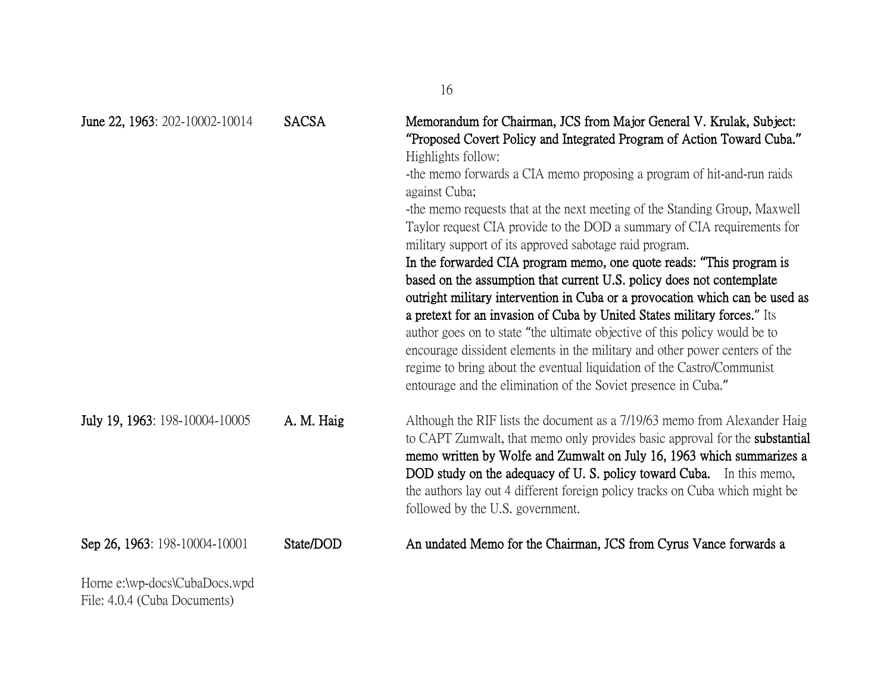| | | |
|---|---|---|
| **June 22, 1963**: 202-10002-10014 | **SACSA** | **Memorandum for Chairman, JCS from Major General V. Krulak, Subject: "Proposed Covert Policy and Integrated Program of Action Toward Cuba."** Highlights follow:<br>-the memo forwards a CIA memo proposing a program of hit-and-run raids against Cuba;<br>-the memo requests that at the next meeting of the Standing Group, Maxwell Taylor request CIA provide to the DOD a summary of CIA requirements for military support of its approved sabotage raid program.<br>**In the forwarded CIA program memo, one quote reads: "This program is based on the assumption that current U.S. policy does not contemplate outright military intervention in Cuba or a provocation which can be used as a pretext for an invasion of Cuba by United States military forces."** Its author goes on to state "the ultimate objective of this policy would be to encourage dissident elements in the military and other power centers of the regime to bring about the eventual liquidation of the Castro/Communist entourage and the elimination of the Soviet presence in Cuba." |
| **July 19, 1963**: 198-10004-10005 | **A. M. Haig** | Although the RIF lists the document as a 7/19/63 memo from Alexander Haig to CAPT Zumwalt, that memo only provides basic approval for the **substantial memo written by Wolfe and Zumwalt on July 16, 1963 which summarizes a DOD study on the adequacy of U. S. policy toward Cuba.** In this memo, the authors lay out 4 different foreign policy tracks on Cuba which might be followed by the U.S. government. |
| **Sep 26, 1963**: 198-10004-10001 | **State/DOD** | **An undated Memo for the Chairman, JCS from Cyrus Vance forwards a** |

Horne e:\wp-docs\CubaDocs.wpd
File: 4.0.4 (Cuba Documents)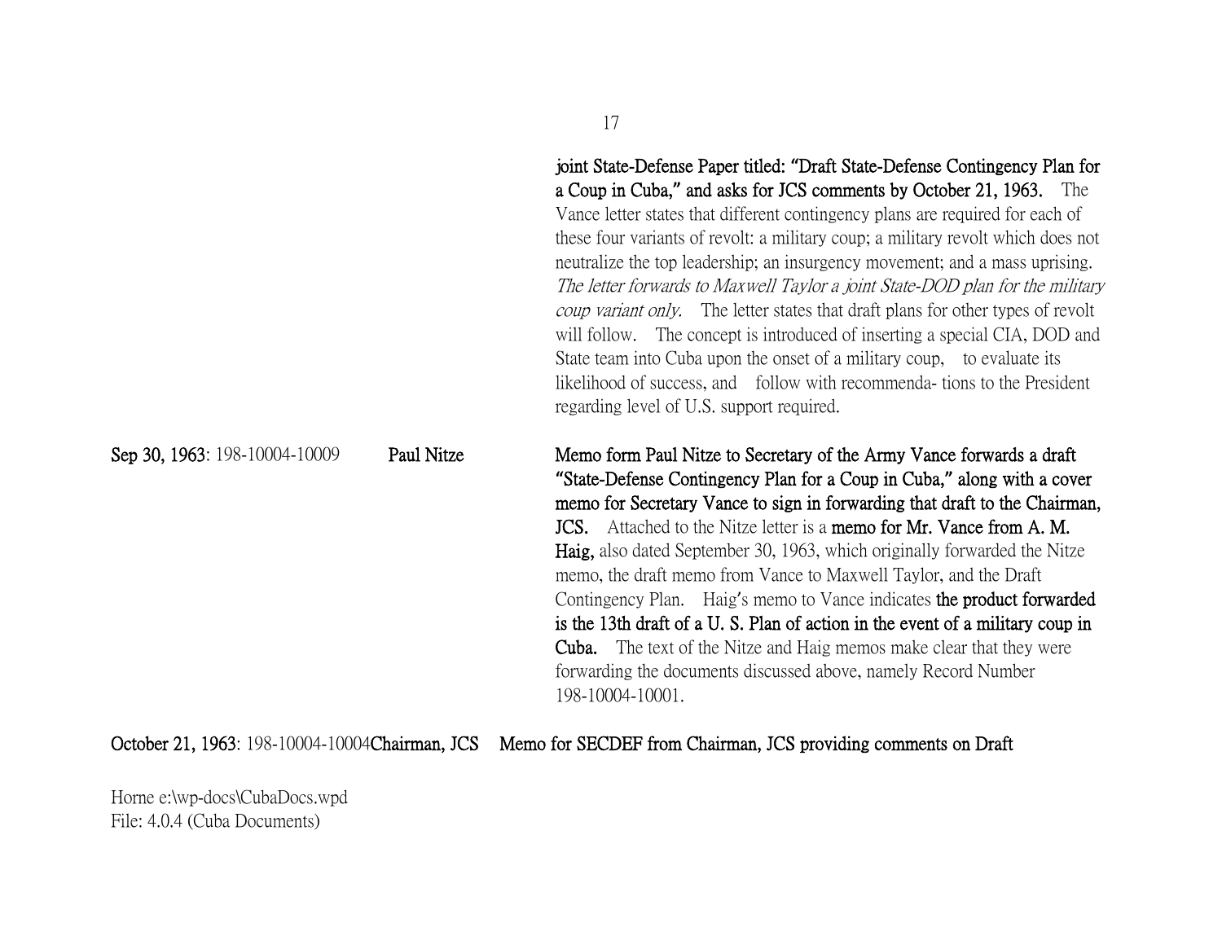**joint State-Defense Paper titled: "Draft State-Defense Contingency Plan for a Coup in Cuba," and asks for JCS comments by October 21, 1963.** The Vance letter states that different contingency plans are required for each of these four variants of revolt: a military coup; a military revolt which does not neutralize the top leadership; an insurgency movement; and a mass uprising. *The letter forwards to Maxwell Taylor a joint State-DOD plan for the military coup variant only.* The letter states that draft plans for other types of revolt will follow. The concept is introduced of inserting a special CIA, DOD and State team into Cuba upon the onset of a military coup, to evaluate its likelihood of success, and follow with recommenda- tions to the President regarding level of U.S. support required.

**Sep 30, 1963**: 198-10004-10009 **Paul Nitze** **Memo form Paul Nitze to Secretary of the Army Vance forwards a draft "State-Defense Contingency Plan for a Coup in Cuba," along with a cover memo for Secretary Vance to sign in forwarding that draft to the Chairman, JCS.** Attached to the Nitze letter is a **memo for Mr. Vance from A. M. Haig,** also dated September 30, 1963, which originally forwarded the Nitze memo, the draft memo from Vance to Maxwell Taylor, and the Draft Contingency Plan. Haig's memo to Vance indicates **the product forwarded is the 13th draft of a U. S. Plan of action in the event of a military coup in Cuba.** The text of the Nitze and Haig memos make clear that they were forwarding the documents discussed above, namely Record Number 198-10004-10001.

**October 21, 1963**: 198-10004-10004**Chairman, JCS** **Memo for SECDEF from Chairman, JCS providing comments on Draft**

Horne e:\wp-docs\CubaDocs.wpd
File: 4.0.4 (Cuba Documents)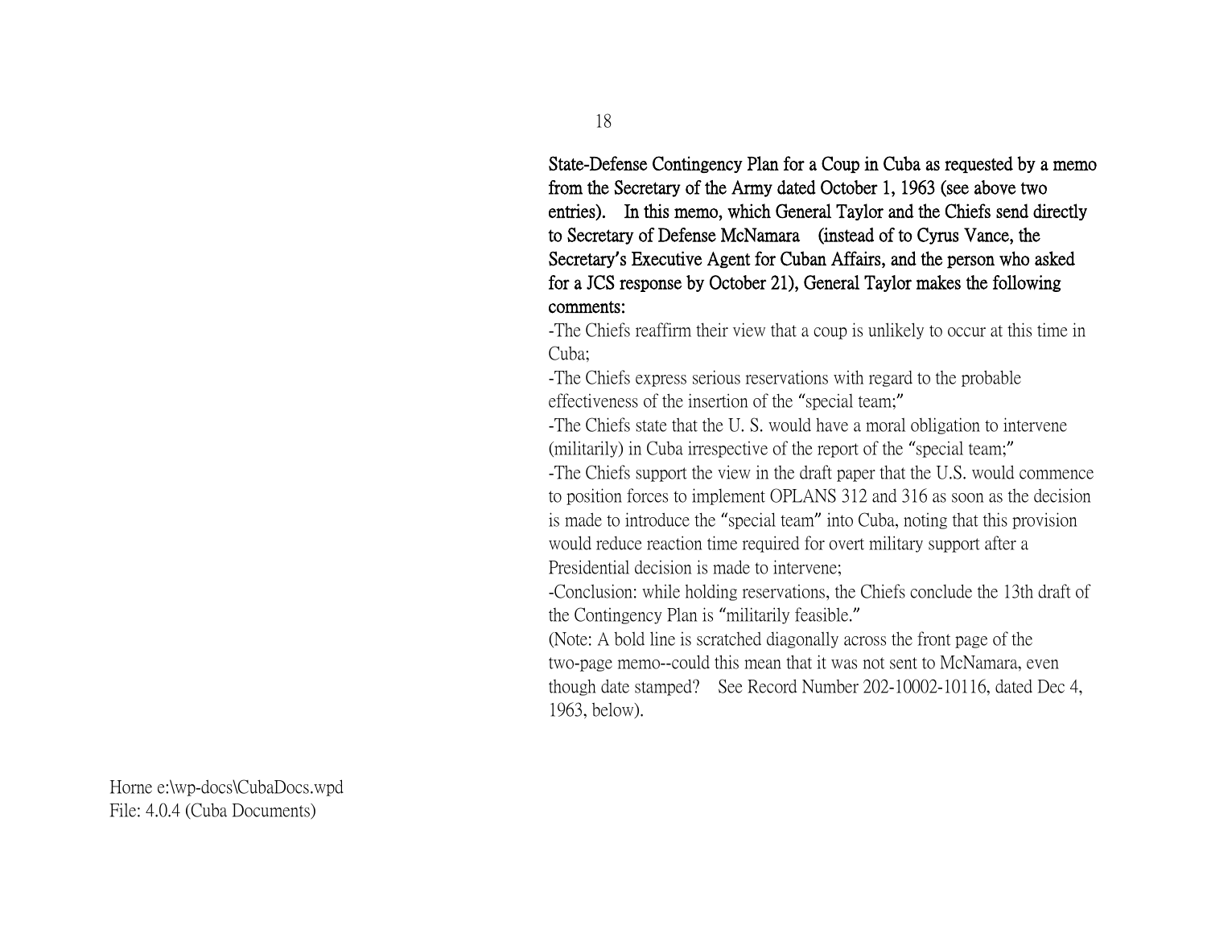**State-Defense Contingency Plan for a Coup in Cuba as requested by a memo from the Secretary of the Army dated October 1, 1963 (see above two entries). In this memo, which General Taylor and the Chiefs send directly to Secretary of Defense McNamara (instead of to Cyrus Vance, the Secretary's Executive Agent for Cuban Affairs, and the person who asked for a JCS response by October 21), General Taylor makes the following comments:**

-The Chiefs reaffirm their view that a coup is unlikely to occur at this time in Cuba;
-The Chiefs express serious reservations with regard to the probable effectiveness of the insertion of the "special team;"
-The Chiefs state that the U. S. would have a moral obligation to intervene (militarily) in Cuba irrespective of the report of the "special team;"
-The Chiefs support the view in the draft paper that the U.S. would commence to position forces to implement OPLANS 312 and 316 as soon as the decision is made to introduce the "special team" into Cuba, noting that this provision would reduce reaction time required for overt military support after a Presidential decision is made to intervene;
-Conclusion: while holding reservations, the Chiefs conclude the 13th draft of the Contingency Plan is "militarily feasible."
(Note: A bold line is scratched diagonally across the front page of the two-page memo--could this mean that it was not sent to McNamara, even though date stamped? See Record Number 202-10002-10116, dated Dec 4, 1963, below).

Horne e:\wp-docs\CubaDocs.wpd
File: 4.0.4 (Cuba Documents)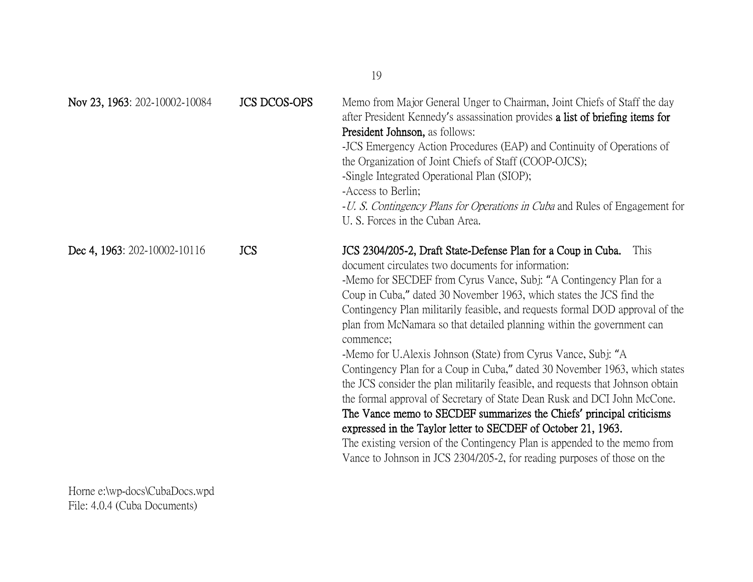| | | |
|---|---|---|
| **Nov 23, 1963**: 202-10002-10084 | **JCS DCOS-OPS** | Memo from Major General Unger to Chairman, Joint Chiefs of Staff the day after President Kennedy's assassination provides **a list of briefing items for President Johnson,** as follows:<br>-JCS Emergency Action Procedures (EAP) and Continuity of Operations of the Organization of Joint Chiefs of Staff (COOP-OJCS);<br>-Single Integrated Operational Plan (SIOP);<br>-Access to Berlin;<br>-*U. S. Contingency Plans for Operations in Cuba* and Rules of Engagement for U. S. Forces in the Cuban Area. |
| **Dec 4, 1963**: 202-10002-10116 | **JCS** | **JCS 2304/205-2, Draft State-Defense Plan for a Coup in Cuba.** This document circulates two documents for information:<br>-Memo for SECDEF from Cyrus Vance, Subj: "A Contingency Plan for a Coup in Cuba," dated 30 November 1963, which states the JCS find the Contingency Plan militarily feasible, and requests formal DOD approval of the plan from McNamara so that detailed planning within the government can commence;<br>-Memo for U.Alexis Johnson (State) from Cyrus Vance, Subj: "A Contingency Plan for a Coup in Cuba," dated 30 November 1963, which states the JCS consider the plan militarily feasible, and requests that Johnson obtain the formal approval of Secretary of State Dean Rusk and DCI John McCone.<br>**The Vance memo to SECDEF summarizes the Chiefs' principal criticisms expressed in the Taylor letter to SECDEF of October 21, 1963.**<br>The existing version of the Contingency Plan is appended to the memo from Vance to Johnson in JCS 2304/205-2, for reading purposes of those on the |

Horne e:\wp-docs\CubaDocs.wpd
File: 4.0.4 (Cuba Documents)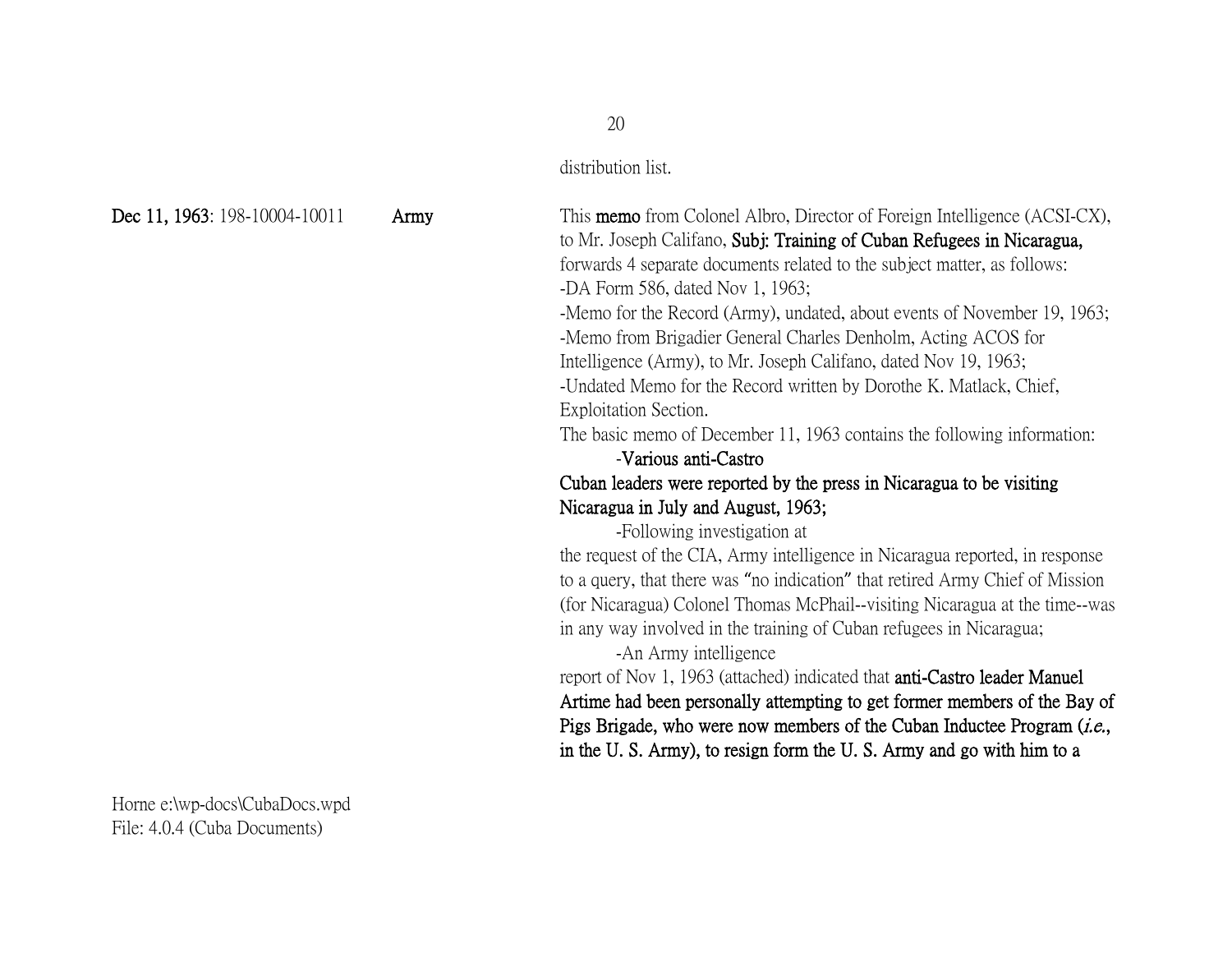distribution list.

**Dec 11, 1963**: 198-10004-10011 **Army**

This **memo** from Colonel Albro, Director of Foreign Intelligence (ACSI-CX), to Mr. Joseph Califano, **Subj: Training of Cuban Refugees in Nicaragua,** forwards 4 separate documents related to the subject matter, as follows:
-DA Form 586, dated Nov 1, 1963;
-Memo for the Record (Army), undated, about events of November 19, 1963;
-Memo from Brigadier General Charles Denholm, Acting ACOS for Intelligence (Army), to Mr. Joseph Califano, dated Nov 19, 1963;
-Undated Memo for the Record written by Dorothe K. Matlack, Chief, Exploitation Section.
The basic memo of December 11, 1963 contains the following information:

-**Various anti-Castro Cuban leaders were reported by the press in Nicaragua to be visiting Nicaragua in July and August, 1963;**

-Following investigation at the request of the CIA, Army intelligence in Nicaragua reported, in response to a query, that there was "no indication" that retired Army Chief of Mission (for Nicaragua) Colonel Thomas McPhail--visiting Nicaragua at the time--was in any way involved in the training of Cuban refugees in Nicaragua;

-An Army intelligence report of Nov 1, 1963 (attached) indicated that **anti-Castro leader Manuel Artime had been personally attempting to get former members of the Bay of Pigs Brigade, who were now members of the Cuban Inductee Program (*i.e.*, in the U. S. Army), to resign form the U. S. Army and go with him to a**

Horne e:\wp-docs\CubaDocs.wpd
File: 4.0.4 (Cuba Documents)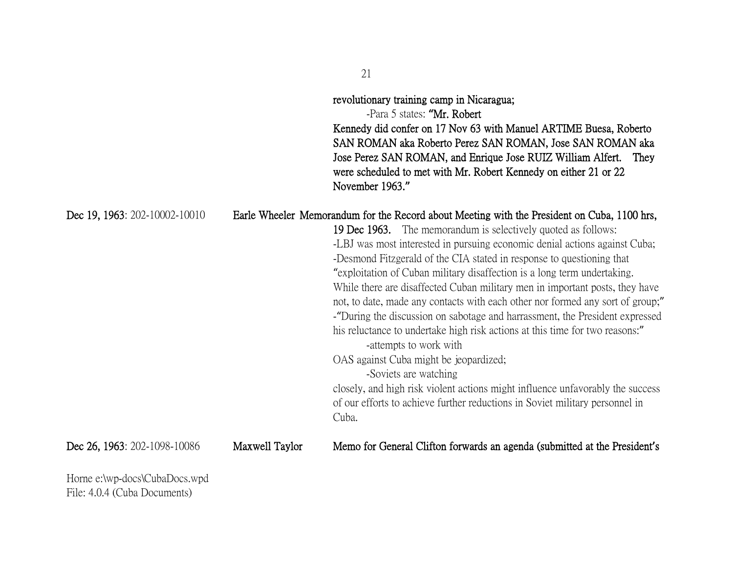**revolutionary training camp in Nicaragua;**

-Para 5 states: **"Mr. Robert Kennedy did confer on 17 Nov 63 with Manuel ARTIME Buesa, Roberto SAN ROMAN aka Roberto Perez SAN ROMAN, Jose SAN ROMAN aka Jose Perez SAN ROMAN, and Enrique Jose RUIZ William Alfert. They were scheduled to met with Mr. Robert Kennedy on either 21 or 22 November 1963."**

**Dec 19, 1963**: 202-10002-10010 **Earle Wheeler** **Memorandum for the Record about Meeting with the President on Cuba, 1100 hrs, 19 Dec 1963.** The memorandum is selectively quoted as follows:

-LBJ was most interested in pursuing economic denial actions against Cuba;

-Desmond Fitzgerald of the CIA stated in response to questioning that "exploitation of Cuban military disaffection is a long term undertaking. While there are disaffected Cuban military men in important posts, they have not, to date, made any contacts with each other nor formed any sort of group;"

-"During the discussion on sabotage and harrassment, the President expressed his reluctance to undertake high risk actions at this time for two reasons:"

-attempts to work with OAS against Cuba might be jeopardized;

-Soviets are watching closely, and high risk violent actions might influence unfavorably the success of our efforts to achieve further reductions in Soviet military personnel in Cuba.

**Dec 26, 1963**: 202-1098-10086 **Maxwell Taylor** **Memo for General Clifton forwards an agenda (submitted at the President's**

Horne e:\wp-docs\CubaDocs.wpd
File: 4.0.4 (Cuba Documents)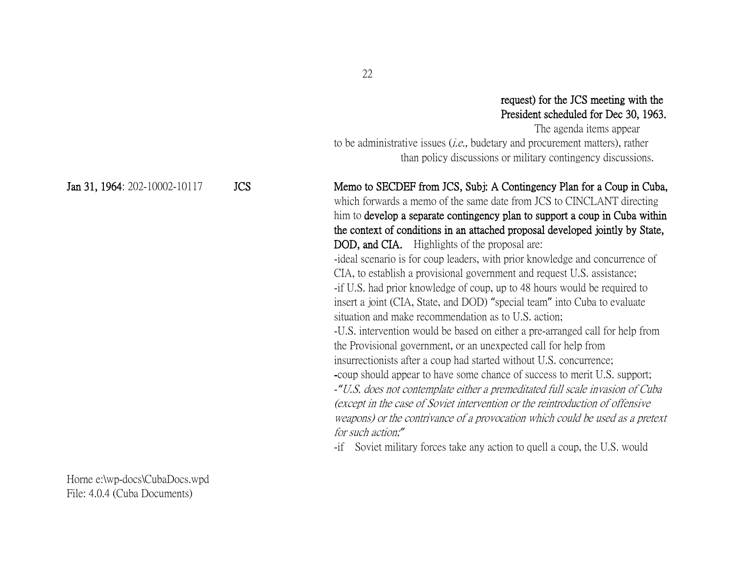**request) for the JCS meeting with the President scheduled for Dec 30, 1963.** The agenda items appear to be administrative issues (*i.e.,* budetary and procurement matters), rather than policy discussions or military contingency discussions.

**Jan 31, 1964**: 202-10002-10117 **JCS**

**Memo to SECDEF from JCS, Subj: A Contingency Plan for a Coup in Cuba,** which forwards a memo of the same date from JCS to CINCLANT directing him to **develop a separate contingency plan to support a coup in Cuba within the context of conditions in an attached proposal developed jointly by State, DOD, and CIA.** Highlights of the proposal are:

-ideal scenario is for coup leaders, with prior knowledge and concurrence of CIA, to establish a provisional government and request U.S. assistance;

-if U.S. had prior knowledge of coup, up to 48 hours would be required to insert a joint (CIA, State, and DOD) "special team" into Cuba to evaluate situation and make recommendation as to U.S. action;

-U.S. intervention would be based on either a pre-arranged call for help from the Provisional government, or an unexpected call for help from insurrectionists after a coup had started without U.S. concurrence;

-coup should appear to have some chance of success to merit U.S. support;

-*"U.S. does not contemplate either a premeditated full scale invasion of Cuba (except in the case of Soviet intervention or the reintroduction of offensive weapons) or the contrivance of a provocation which could be used as a pretext for such action;"*

-if Soviet military forces take any action to quell a coup, the U.S. would

Horne e:\wp-docs\CubaDocs.wpd
File: 4.0.4 (Cuba Documents)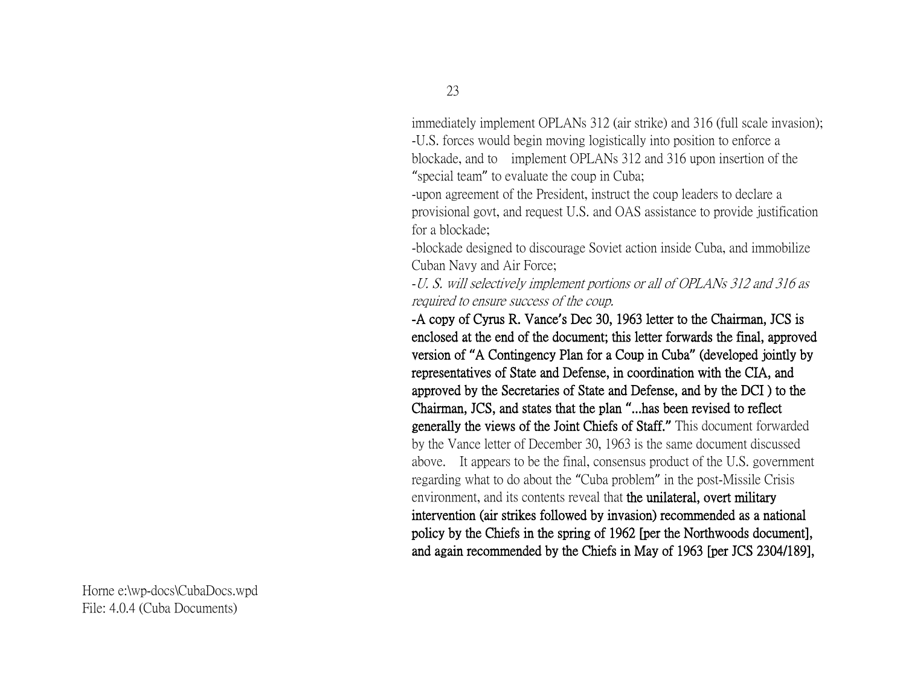immediately implement OPLANs 312 (air strike) and 316 (full scale invasion);
-U.S. forces would begin moving logistically into position to enforce a blockade, and to implement OPLANs 312 and 316 upon insertion of the "special team" to evaluate the coup in Cuba;
-upon agreement of the President, instruct the coup leaders to declare a provisional govt, and request U.S. and OAS assistance to provide justification for a blockade;
-blockade designed to discourage Soviet action inside Cuba, and immobilize Cuban Navy and Air Force;
-*U. S. will selectively implement portions or all of OPLANs 312 and 316 as required to ensure success of the coup.*
**-A copy of Cyrus R. Vance's Dec 30, 1963 letter to the Chairman, JCS is enclosed at the end of the document; this letter forwards the final, approved version of "A Contingency Plan for a Coup in Cuba" (developed jointly by representatives of State and Defense, in coordination with the CIA, and approved by the Secretaries of State and Defense, and by the DCI ) to the Chairman, JCS, and states that the plan "...has been revised to reflect generally the views of the Joint Chiefs of Staff."** This document forwarded by the Vance letter of December 30, 1963 is the same document discussed above. It appears to be the final, consensus product of the U.S. government regarding what to do about the "Cuba problem" in the post-Missile Crisis environment, and its contents reveal that **the unilateral, overt military intervention (air strikes followed by invasion) recommended as a national policy by the Chiefs in the spring of 1962 [per the Northwoods document], and again recommended by the Chiefs in May of 1963 [per JCS 2304/189],**

Horne e:\wp-docs\CubaDocs.wpd
File: 4.0.4 (Cuba Documents)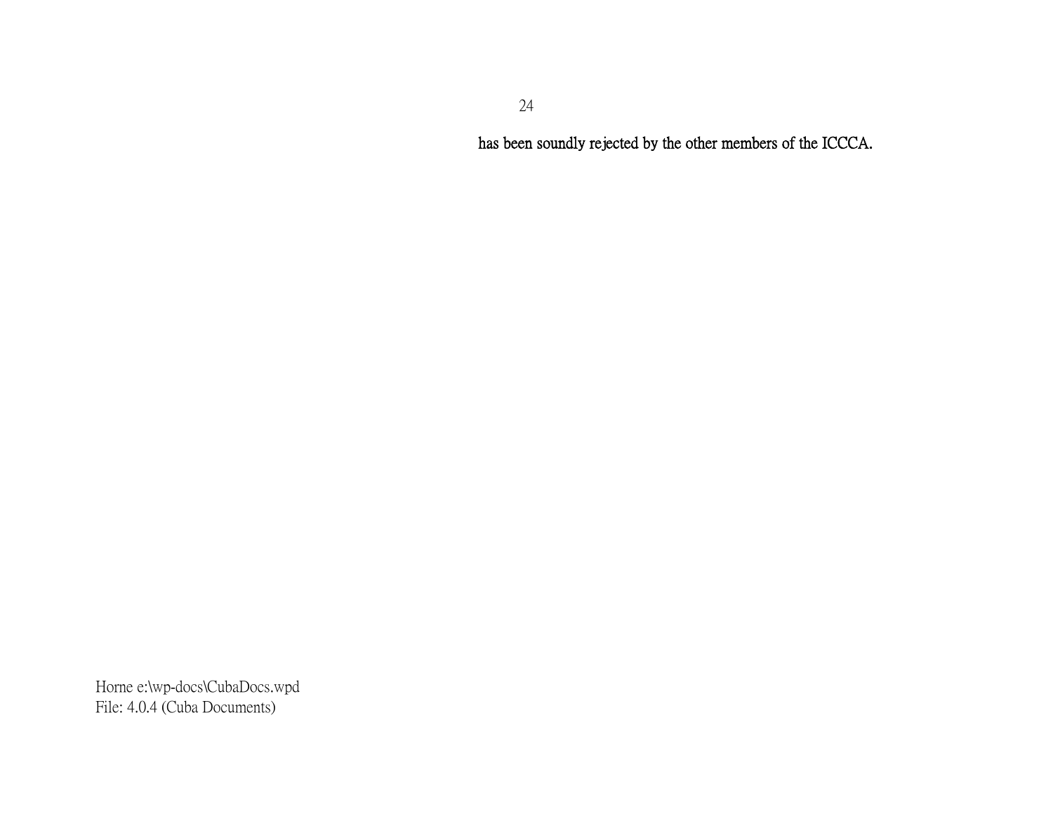**has been soundly rejected by the other members of the ICCCA.**

Horne e:\wp-docs\CubaDocs.wpd
File: 4.0.4 (Cuba Documents)